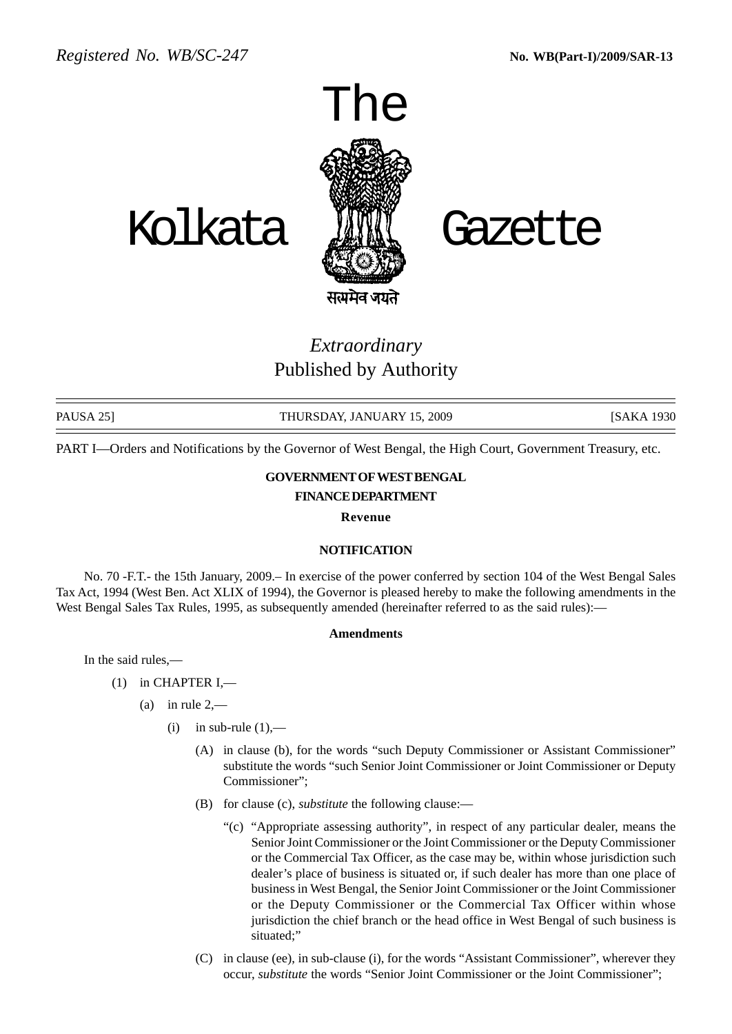Registered No. WB/SC-247 **No. WB(Part-I)/2009/SAR-13**

# The Kolkata Gazette

सत्यमेव जयते

*Extraordinary*
Published by Authority

PAUSA 25] THURSDAY, JANUARY 15, 2009 [SAKA 1930

PART I—Orders and Notifications by the Governor of West Bengal, the High Court, Government Treasury, etc.

**GOVERNMENT OF WEST BENGAL**
**FINANCE DEPARTMENT**
**Revenue**

**NOTIFICATION**

No. 70 -F.T.- the 15th January, 2009.– In exercise of the power conferred by section 104 of the West Bengal Sales Tax Act, 1994 (West Ben. Act XLIX of 1994), the Governor is pleased hereby to make the following amendments in the West Bengal Sales Tax Rules, 1995, as subsequently amended (hereinafter referred to as the said rules):—

**Amendments**

In the said rules,—

(1) in CHAPTER I,—

(a) in rule 2,—

(i) in sub-rule (1),—

(A) in clause (b), for the words "such Deputy Commissioner or Assistant Commissioner" substitute the words "such Senior Joint Commissioner or Joint Commissioner or Deputy Commissioner";

(B) for clause (c), *substitute* the following clause:—

"(c) "Appropriate assessing authority", in respect of any particular dealer, means the Senior Joint Commissioner or the Joint Commissioner or the Deputy Commissioner or the Commercial Tax Officer, as the case may be, within whose jurisdiction such dealer's place of business is situated or, if such dealer has more than one place of business in West Bengal, the Senior Joint Commissioner or the Joint Commissioner or the Deputy Commissioner or the Commercial Tax Officer within whose jurisdiction the chief branch or the head office in West Bengal of such business is situated;"

(C) in clause (ee), in sub-clause (i), for the words "Assistant Commissioner", wherever they occur, *substitute* the words "Senior Joint Commissioner or the Joint Commissioner";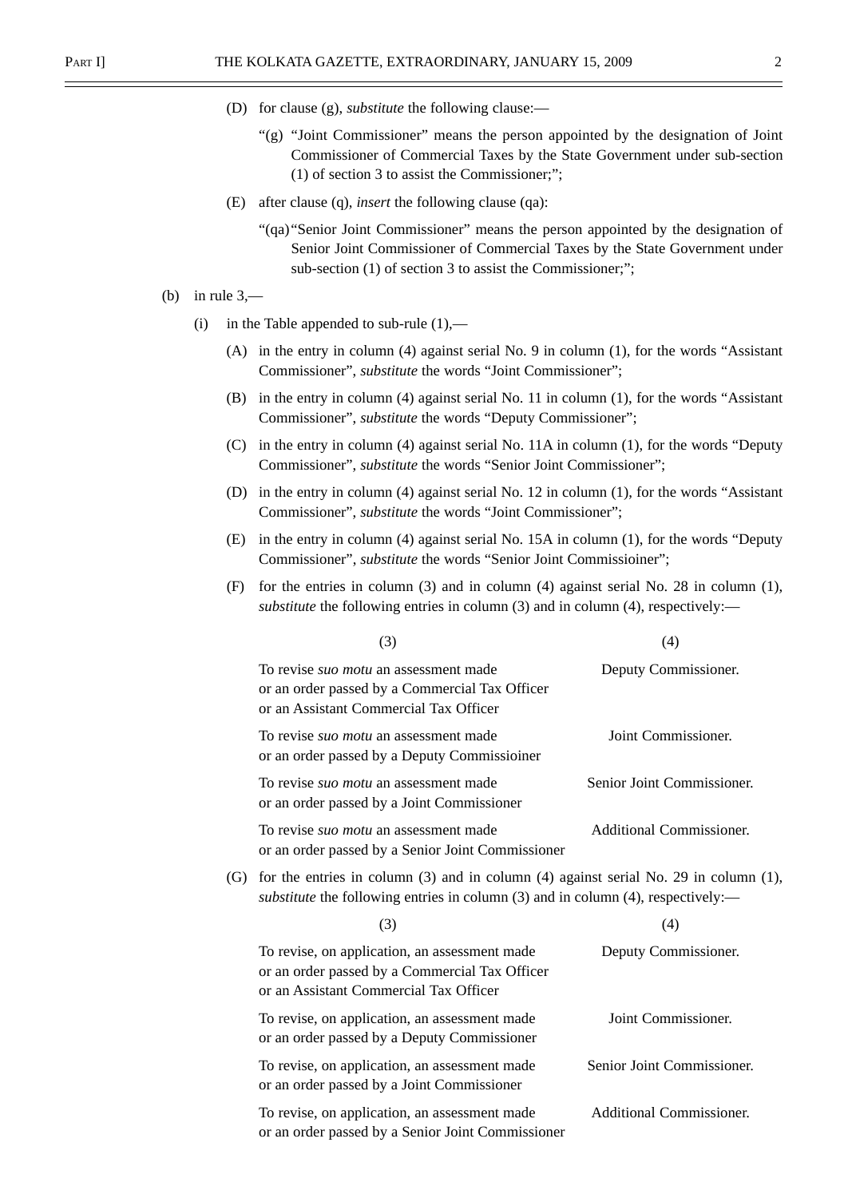(D) for clause (g), *substitute* the following clause:—

"(g) "Joint Commissioner" means the person appointed by the designation of Joint Commissioner of Commercial Taxes by the State Government under sub-section (1) of section 3 to assist the Commissioner;";

(E) after clause (q), *insert* the following clause (qa):

"(qa) "Senior Joint Commissioner" means the person appointed by the designation of Senior Joint Commissioner of Commercial Taxes by the State Government under sub-section (1) of section 3 to assist the Commissioner;";

(b) in rule 3,—

(i) in the Table appended to sub-rule (1),—

(A) in the entry in column (4) against serial No. 9 in column (1), for the words "Assistant Commissioner", *substitute* the words "Joint Commissioner";

(B) in the entry in column (4) against serial No. 11 in column (1), for the words "Assistant Commissioner", *substitute* the words "Deputy Commissioner";

(C) in the entry in column (4) against serial No. 11A in column (1), for the words "Deputy Commissioner", *substitute* the words "Senior Joint Commissioner";

(D) in the entry in column (4) against serial No. 12 in column (1), for the words "Assistant Commissioner", *substitute* the words "Joint Commissioner";

(E) in the entry in column (4) against serial No. 15A in column (1), for the words "Deputy Commissioner", *substitute* the words "Senior Joint Commissioioner";

(F) for the entries in column (3) and in column (4) against serial No. 28 in column (1), *substitute* the following entries in column (3) and in column (4), respectively:—

| (3) | (4) |
|---|---|
| To revise *suo motu* an assessment made or an order passed by a Commercial Tax Officer or an Assistant Commercial Tax Officer | Deputy Commissioner. |
| To revise *suo motu* an assessment made or an order passed by a Deputy Commissioiner | Joint Commissioner. |
| To revise *suo motu* an assessment made or an order passed by a Joint Commissioner | Senior Joint Commissioner. |
| To revise *suo motu* an assessment made or an order passed by a Senior Joint Commissioner | Additional Commissioner. |

(G) for the entries in column (3) and in column (4) against serial No. 29 in column (1), *substitute* the following entries in column (3) and in column (4), respectively:—

| (3) | (4) |
|---|---|
| To revise, on application, an assessment made or an order passed by a Commercial Tax Officer or an Assistant Commercial Tax Officer | Deputy Commissioner. |
| To revise, on application, an assessment made or an order passed by a Deputy Commissioner | Joint Commissioner. |
| To revise, on application, an assessment made or an order passed by a Joint Commissioner | Senior Joint Commissioner. |
| To revise, on application, an assessment made or an order passed by a Senior Joint Commissioner | Additional Commissioner. |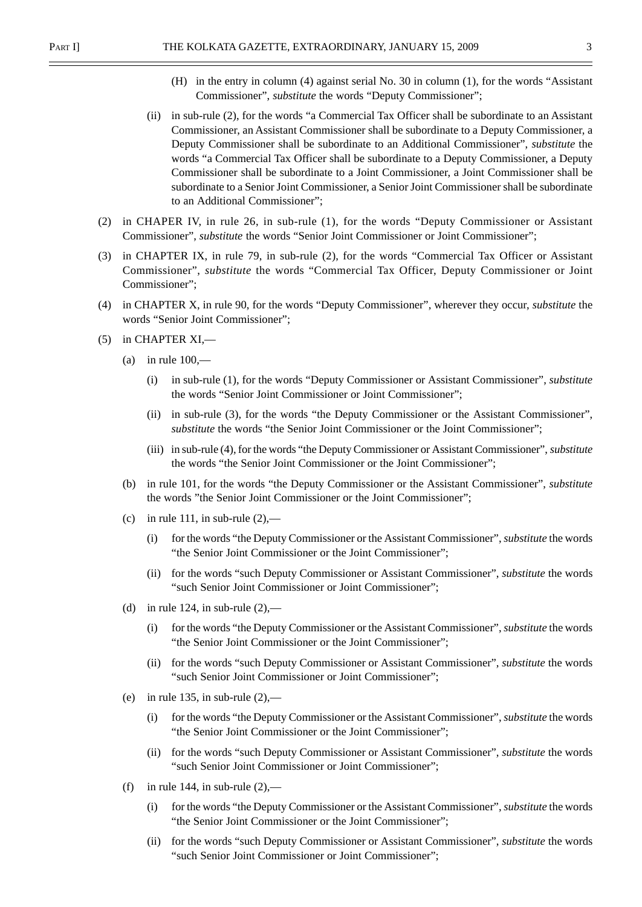(H) in the entry in column (4) against serial No. 30 in column (1), for the words "Assistant Commissioner", *substitute* the words "Deputy Commissioner";

(ii) in sub-rule (2), for the words "a Commercial Tax Officer shall be subordinate to an Assistant Commissioner, an Assistant Commissioner shall be subordinate to a Deputy Commissioner, a Deputy Commissioner shall be subordinate to an Additional Commissioner", *substitute* the words "a Commercial Tax Officer shall be subordinate to a Deputy Commissioner, a Deputy Commissioner shall be subordinate to a Joint Commissioner, a Joint Commissioner shall be subordinate to a Senior Joint Commissioner, a Senior Joint Commissioner shall be subordinate to an Additional Commissioner";

(2) in CHAPER IV, in rule 26, in sub-rule (1), for the words "Deputy Commissioner or Assistant Commissioner", *substitute* the words "Senior Joint Commissioner or Joint Commissioner";

(3) in CHAPTER IX, in rule 79, in sub-rule (2), for the words "Commercial Tax Officer or Assistant Commissioner", *substitute* the words "Commercial Tax Officer, Deputy Commissioner or Joint Commissioner";

(4) in CHAPTER X, in rule 90, for the words "Deputy Commissioner", wherever they occur, *substitute* the words "Senior Joint Commissioner";

(5) in CHAPTER XI,—

(a) in rule 100,—

(i) in sub-rule (1), for the words "Deputy Commissioner or Assistant Commissioner", *substitute* the words "Senior Joint Commissioner or Joint Commissioner";

(ii) in sub-rule (3), for the words "the Deputy Commissioner or the Assistant Commissioner", *substitute* the words "the Senior Joint Commissioner or the Joint Commissioner";

(iii) in sub-rule (4), for the words "the Deputy Commissioner or Assistant Commissioner", *substitute* the words "the Senior Joint Commissioner or the Joint Commissioner";

(b) in rule 101, for the words "the Deputy Commissioner or the Assistant Commissioner", *substitute* the words "the Senior Joint Commissioner or the Joint Commissioner";

(c) in rule 111, in sub-rule (2),—

(i) for the words "the Deputy Commissioner or the Assistant Commissioner", *substitute* the words "the Senior Joint Commissioner or the Joint Commissioner";

(ii) for the words "such Deputy Commissioner or Assistant Commissioner", *substitute* the words "such Senior Joint Commissioner or Joint Commissioner";

(d) in rule 124, in sub-rule (2),—

(i) for the words "the Deputy Commissioner or the Assistant Commissioner", *substitute* the words "the Senior Joint Commissioner or the Joint Commissioner";

(ii) for the words "such Deputy Commissioner or Assistant Commissioner", *substitute* the words "such Senior Joint Commissioner or Joint Commissioner";

(e) in rule 135, in sub-rule (2),—

(i) for the words "the Deputy Commissioner or the Assistant Commissioner", *substitute* the words "the Senior Joint Commissioner or the Joint Commissioner";

(ii) for the words "such Deputy Commissioner or Assistant Commissioner", *substitute* the words "such Senior Joint Commissioner or Joint Commissioner";

(f) in rule 144, in sub-rule (2),—

(i) for the words "the Deputy Commissioner or the Assistant Commissioner", *substitute* the words "the Senior Joint Commissioner or the Joint Commissioner";

(ii) for the words "such Deputy Commissioner or Assistant Commissioner", *substitute* the words "such Senior Joint Commissioner or Joint Commissioner";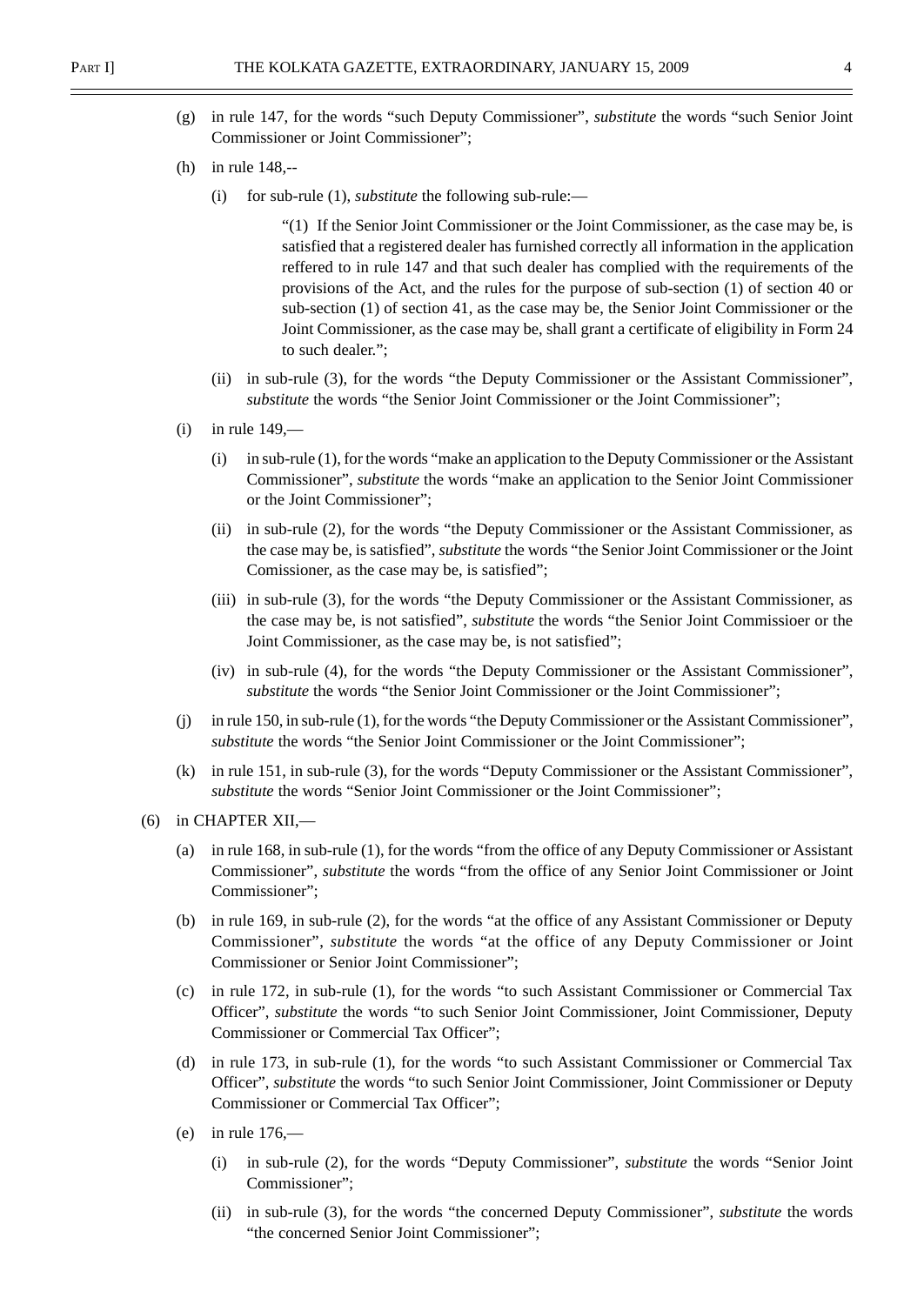(g) in rule 147, for the words "such Deputy Commissioner", *substitute* the words "such Senior Joint Commissioner or Joint Commissioner";

(h) in rule 148,--

(i) for sub-rule (1), *substitute* the following sub-rule:—

"(1) If the Senior Joint Commissioner or the Joint Commissioner, as the case may be, is satisfied that a registered dealer has furnished correctly all information in the application reffered to in rule 147 and that such dealer has complied with the requirements of the provisions of the Act, and the rules for the purpose of sub-section (1) of section 40 or sub-section (1) of section 41, as the case may be, the Senior Joint Commissioner or the Joint Commissioner, as the case may be, shall grant a certificate of eligibility in Form 24 to such dealer.";

(ii) in sub-rule (3), for the words "the Deputy Commissioner or the Assistant Commissioner", *substitute* the words "the Senior Joint Commissioner or the Joint Commissioner";

(i) in rule 149,—

(i) in sub-rule (1), for the words "make an application to the Deputy Commissioner or the Assistant Commissioner", *substitute* the words "make an application to the Senior Joint Commissioner or the Joint Commissioner";

(ii) in sub-rule (2), for the words "the Deputy Commissioner or the Assistant Commissioner, as the case may be, is satisfied", *substitute* the words "the Senior Joint Commissioner or the Joint Comissioner, as the case may be, is satisfied";

(iii) in sub-rule (3), for the words "the Deputy Commissioner or the Assistant Commissioner, as the case may be, is not satisfied", *substitute* the words "the Senior Joint Commissioer or the Joint Commissioner, as the case may be, is not satisfied";

(iv) in sub-rule (4), for the words "the Deputy Commissioner or the Assistant Commissioner", *substitute* the words "the Senior Joint Commissioner or the Joint Commissioner";

(j) in rule 150, in sub-rule (1), for the words "the Deputy Commissioner or the Assistant Commissioner", *substitute* the words "the Senior Joint Commissioner or the Joint Commissioner";

(k) in rule 151, in sub-rule (3), for the words "Deputy Commissioner or the Assistant Commissioner", *substitute* the words "Senior Joint Commissioner or the Joint Commissioner";

(6) in CHAPTER XII,—

(a) in rule 168, in sub-rule (1), for the words "from the office of any Deputy Commissioner or Assistant Commissioner", *substitute* the words "from the office of any Senior Joint Commissioner or Joint Commissioner";

(b) in rule 169, in sub-rule (2), for the words "at the office of any Assistant Commissioner or Deputy Commissioner", *substitute* the words "at the office of any Deputy Commissioner or Joint Commissioner or Senior Joint Commissioner";

(c) in rule 172, in sub-rule (1), for the words "to such Assistant Commissioner or Commercial Tax Officer", *substitute* the words "to such Senior Joint Commissioner, Joint Commissioner, Deputy Commissioner or Commercial Tax Officer";

(d) in rule 173, in sub-rule (1), for the words "to such Assistant Commissioner or Commercial Tax Officer", *substitute* the words "to such Senior Joint Commissioner, Joint Commissioner or Deputy Commissioner or Commercial Tax Officer";

(e) in rule 176,—

(i) in sub-rule (2), for the words "Deputy Commissioner", *substitute* the words "Senior Joint Commissioner";

(ii) in sub-rule (3), for the words "the concerned Deputy Commissioner", *substitute* the words "the concerned Senior Joint Commissioner";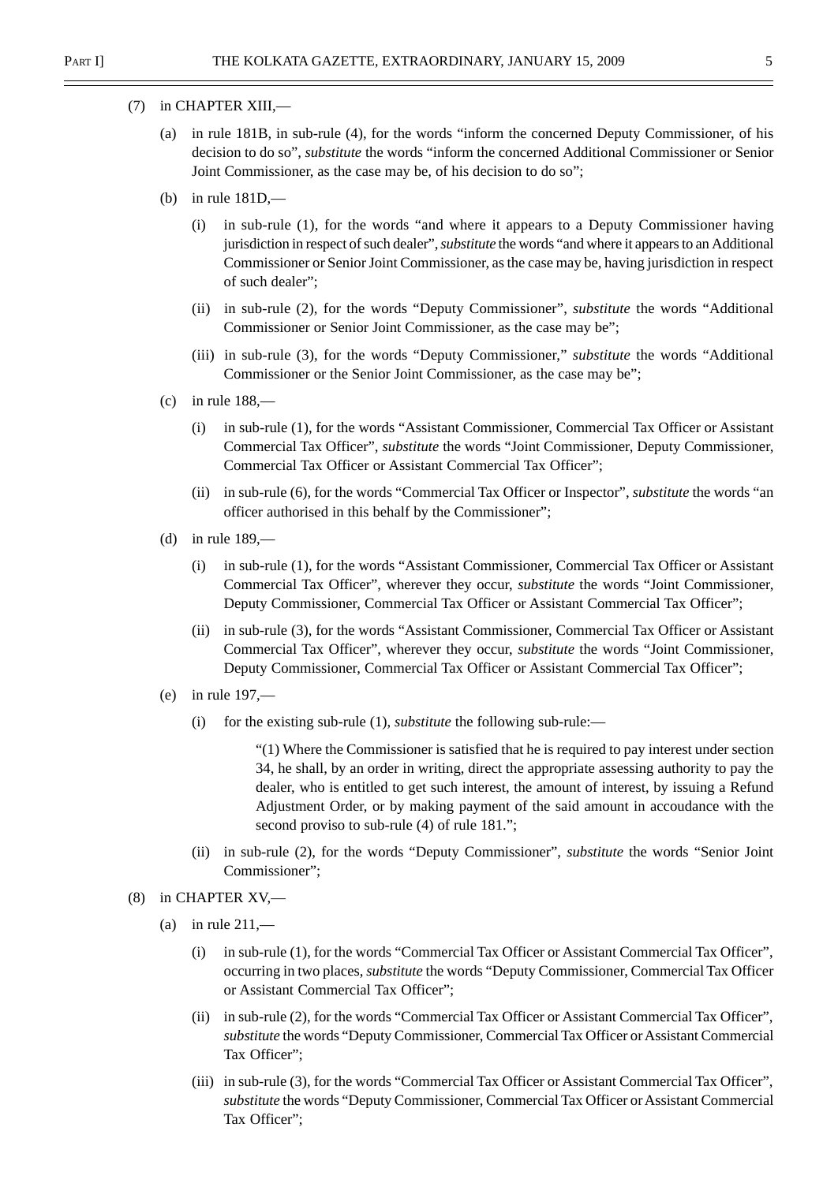(7) in CHAPTER XIII,—

   (a) in rule 181B, in sub-rule (4), for the words "inform the concerned Deputy Commissioner, of his decision to do so", *substitute* the words "inform the concerned Additional Commissioner or Senior Joint Commissioner, as the case may be, of his decision to do so";

   (b) in rule 181D,—

      (i) in sub-rule (1), for the words "and where it appears to a Deputy Commissioner having jurisdiction in respect of such dealer", *substitute* the words "and where it appears to an Additional Commissioner or Senior Joint Commissioner, as the case may be, having jurisdiction in respect of such dealer";

      (ii) in sub-rule (2), for the words "Deputy Commissioner", *substitute* the words "Additional Commissioner or Senior Joint Commissioner, as the case may be";

      (iii) in sub-rule (3), for the words "Deputy Commissioner," *substitute* the words "Additional Commissioner or the Senior Joint Commissioner, as the case may be";

   (c) in rule 188,—

      (i) in sub-rule (1), for the words "Assistant Commissioner, Commercial Tax Officer or Assistant Commercial Tax Officer", *substitute* the words "Joint Commissioner, Deputy Commissioner, Commercial Tax Officer or Assistant Commercial Tax Officer";

      (ii) in sub-rule (6), for the words "Commercial Tax Officer or Inspector", *substitute* the words "an officer authorised in this behalf by the Commissioner";

   (d) in rule 189,—

      (i) in sub-rule (1), for the words "Assistant Commissioner, Commercial Tax Officer or Assistant Commercial Tax Officer", wherever they occur, *substitute* the words "Joint Commissioner, Deputy Commissioner, Commercial Tax Officer or Assistant Commercial Tax Officer";

      (ii) in sub-rule (3), for the words "Assistant Commissioner, Commercial Tax Officer or Assistant Commercial Tax Officer", wherever they occur, *substitute* the words "Joint Commissioner, Deputy Commissioner, Commercial Tax Officer or Assistant Commercial Tax Officer";

   (e) in rule 197,—

      (i) for the existing sub-rule (1), *substitute* the following sub-rule:—

         "(1) Where the Commissioner is satisfied that he is required to pay interest under section 34, he shall, by an order in writing, direct the appropriate assessing authority to pay the dealer, who is entitled to get such interest, the amount of interest, by issuing a Refund Adjustment Order, or by making payment of the said amount in accoudance with the second proviso to sub-rule (4) of rule 181.";

      (ii) in sub-rule (2), for the words "Deputy Commissioner", *substitute* the words "Senior Joint Commissioner";

(8) in CHAPTER XV,—

   (a) in rule 211,—

      (i) in sub-rule (1), for the words "Commercial Tax Officer or Assistant Commercial Tax Officer", occurring in two places, *substitute* the words "Deputy Commissioner, Commercial Tax Officer or Assistant Commercial Tax Officer";

      (ii) in sub-rule (2), for the words "Commercial Tax Officer or Assistant Commercial Tax Officer", *substitute* the words "Deputy Commissioner, Commercial Tax Officer or Assistant Commercial Tax Officer";

      (iii) in sub-rule (3), for the words "Commercial Tax Officer or Assistant Commercial Tax Officer", *substitute* the words "Deputy Commissioner, Commercial Tax Officer or Assistant Commercial Tax Officer";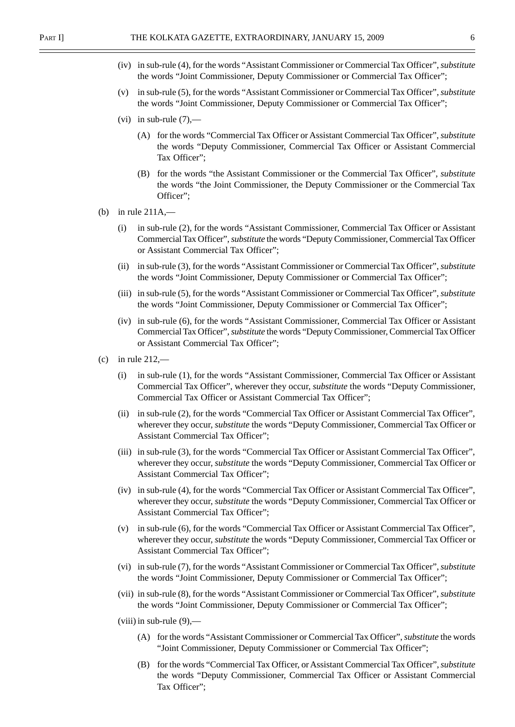(iv) in sub-rule (4), for the words "Assistant Commissioner or Commercial Tax Officer", *substitute* the words "Joint Commissioner, Deputy Commissioner or Commercial Tax Officer";

(v) in sub-rule (5), for the words "Assistant Commissioner or Commercial Tax Officer", *substitute* the words "Joint Commissioner, Deputy Commissioner or Commercial Tax Officer";

(vi) in sub-rule (7),—

(A) for the words "Commercial Tax Officer or Assistant Commercial Tax Officer", *substitute* the words "Deputy Commissioner, Commercial Tax Officer or Assistant Commercial Tax Officer";

(B) for the words "the Assistant Commissioner or the Commercial Tax Officer", *substitute* the words "the Joint Commissioner, the Deputy Commissioner or the Commercial Tax Officer";

(b) in rule 211A,—

(i) in sub-rule (2), for the words "Assistant Commissioner, Commercial Tax Officer or Assistant Commercial Tax Officer", *substitute* the words "Deputy Commissioner, Commercial Tax Officer or Assistant Commercial Tax Officer";

(ii) in sub-rule (3), for the words "Assistant Commissioner or Commercial Tax Officer", *substitute* the words "Joint Commissioner, Deputy Commissioner or Commercial Tax Officer";

(iii) in sub-rule (5), for the words "Assistant Commissioner or Commercial Tax Officer", *substitute* the words "Joint Commissioner, Deputy Commissioner or Commercial Tax Officer";

(iv) in sub-rule (6), for the words "Assistant Commissioner, Commercial Tax Officer or Assistant Commercial Tax Officer", *substitute* the words "Deputy Commissioner, Commercial Tax Officer or Assistant Commercial Tax Officer";

(c) in rule 212,—

(i) in sub-rule (1), for the words "Assistant Commissioner, Commercial Tax Officer or Assistant Commercial Tax Officer", wherever they occur, *substitute* the words "Deputy Commissioner, Commercial Tax Officer or Assistant Commercial Tax Officer";

(ii) in sub-rule (2), for the words "Commercial Tax Officer or Assistant Commercial Tax Officer", wherever they occur, *substitute* the words "Deputy Commissioner, Commercial Tax Officer or Assistant Commercial Tax Officer";

(iii) in sub-rule (3), for the words "Commercial Tax Officer or Assistant Commercial Tax Officer", wherever they occur, *substitute* the words "Deputy Commissioner, Commercial Tax Officer or Assistant Commercial Tax Officer";

(iv) in sub-rule (4), for the words "Commercial Tax Officer or Assistant Commercial Tax Officer", wherever they occur, *substitute* the words "Deputy Commissioner, Commercial Tax Officer or Assistant Commercial Tax Officer";

(v) in sub-rule (6), for the words "Commercial Tax Officer or Assistant Commercial Tax Officer", wherever they occur, *substitute* the words "Deputy Commissioner, Commercial Tax Officer or Assistant Commercial Tax Officer";

(vi) in sub-rule (7), for the words "Assistant Commissioner or Commercial Tax Officer", *substitute* the words "Joint Commissioner, Deputy Commissioner or Commercial Tax Officer";

(vii) in sub-rule (8), for the words "Assistant Commissioner or Commercial Tax Officer", *substitute* the words "Joint Commissioner, Deputy Commissioner or Commercial Tax Officer";

(viii) in sub-rule (9),—

(A) for the words "Assistant Commissioner or Commercial Tax Officer", *substitute* the words "Joint Commissioner, Deputy Commissioner or Commercial Tax Officer";

(B) for the words "Commercial Tax Officer, or Assistant Commercial Tax Officer", *substitute* the words "Deputy Commissioner, Commercial Tax Officer or Assistant Commercial Tax Officer";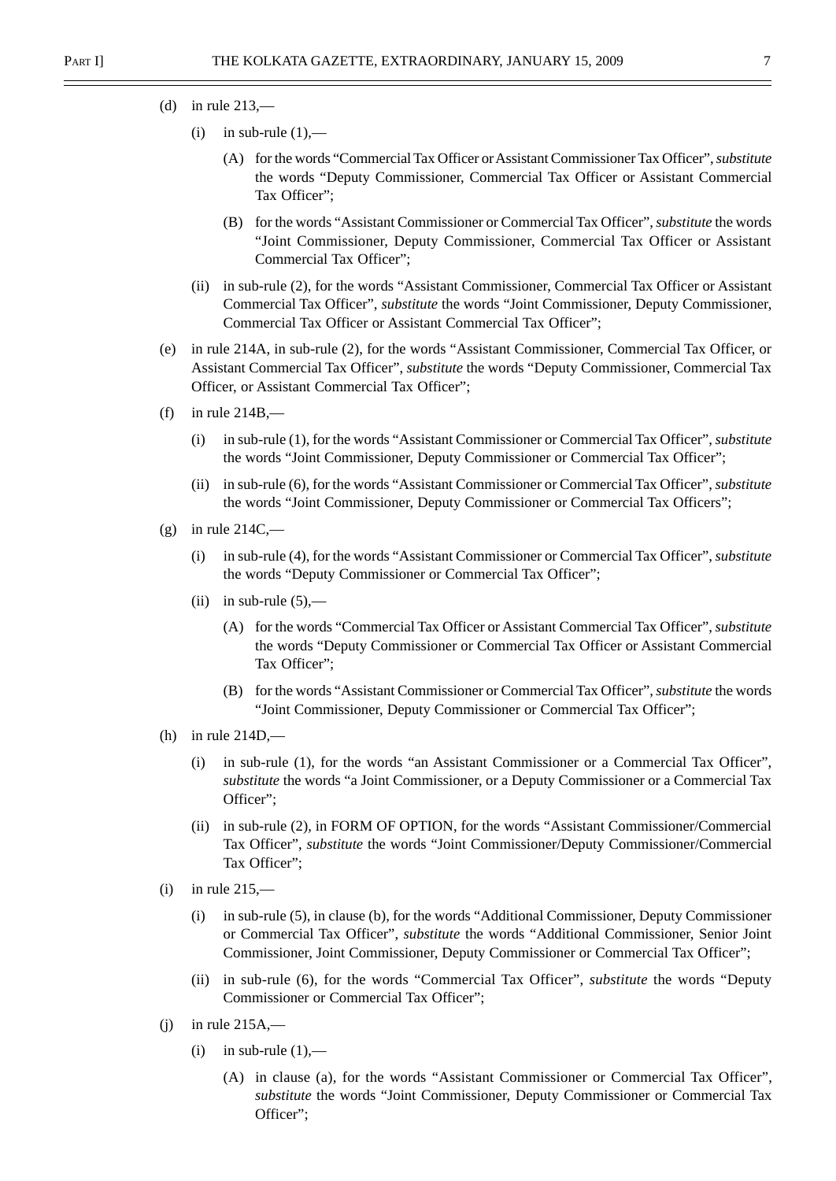(d) in rule 213,—

  (i) in sub-rule (1),—

    (A) for the words "Commercial Tax Officer or Assistant Commissioner Tax Officer", *substitute* the words "Deputy Commissioner, Commercial Tax Officer or Assistant Commercial Tax Officer";

    (B) for the words "Assistant Commissioner or Commercial Tax Officer", *substitute* the words "Joint Commissioner, Deputy Commissioner, Commercial Tax Officer or Assistant Commercial Tax Officer";

  (ii) in sub-rule (2), for the words "Assistant Commissioner, Commercial Tax Officer or Assistant Commercial Tax Officer", *substitute* the words "Joint Commissioner, Deputy Commissioner, Commercial Tax Officer or Assistant Commercial Tax Officer";

(e) in rule 214A, in sub-rule (2), for the words "Assistant Commissioner, Commercial Tax Officer, or Assistant Commercial Tax Officer", *substitute* the words "Deputy Commissioner, Commercial Tax Officer, or Assistant Commercial Tax Officer";

(f) in rule 214B,—

  (i) in sub-rule (1), for the words "Assistant Commissioner or Commercial Tax Officer", *substitute* the words "Joint Commissioner, Deputy Commissioner or Commercial Tax Officer";

  (ii) in sub-rule (6), for the words "Assistant Commissioner or Commercial Tax Officer", *substitute* the words "Joint Commissioner, Deputy Commissioner or Commercial Tax Officers";

(g) in rule 214C,—

  (i) in sub-rule (4), for the words "Assistant Commissioner or Commercial Tax Officer", *substitute* the words "Deputy Commissioner or Commercial Tax Officer";

  (ii) in sub-rule (5),—

    (A) for the words "Commercial Tax Officer or Assistant Commercial Tax Officer", *substitute* the words "Deputy Commissioner or Commercial Tax Officer or Assistant Commercial Tax Officer";

    (B) for the words "Assistant Commissioner or Commercial Tax Officer", *substitute* the words "Joint Commissioner, Deputy Commissioner or Commercial Tax Officer";

(h) in rule 214D,—

  (i) in sub-rule (1), for the words "an Assistant Commissioner or a Commercial Tax Officer", *substitute* the words "a Joint Commissioner, or a Deputy Commissioner or a Commercial Tax Officer";

  (ii) in sub-rule (2), in FORM OF OPTION, for the words "Assistant Commissioner/Commercial Tax Officer", *substitute* the words "Joint Commissioner/Deputy Commissioner/Commercial Tax Officer";

(i) in rule 215,—

  (i) in sub-rule (5), in clause (b), for the words "Additional Commissioner, Deputy Commissioner or Commercial Tax Officer", *substitute* the words "Additional Commissioner, Senior Joint Commissioner, Joint Commissioner, Deputy Commissioner or Commercial Tax Officer";

  (ii) in sub-rule (6), for the words "Commercial Tax Officer", *substitute* the words "Deputy Commissioner or Commercial Tax Officer";

(j) in rule 215A,—

  (i) in sub-rule (1),—

    (A) in clause (a), for the words "Assistant Commissioner or Commercial Tax Officer", *substitute* the words "Joint Commissioner, Deputy Commissioner or Commercial Tax Officer";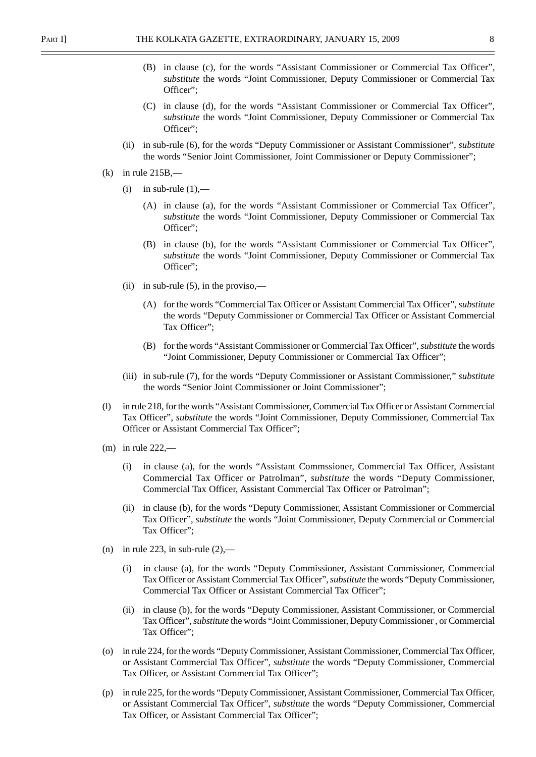(B) in clause (c), for the words "Assistant Commissioner or Commercial Tax Officer", *substitute* the words "Joint Commissioner, Deputy Commissioner or Commercial Tax Officer";

(C) in clause (d), for the words "Assistant Commissioner or Commercial Tax Officer", *substitute* the words "Joint Commissioner, Deputy Commissioner or Commercial Tax Officer";

(ii) in sub-rule (6), for the words "Deputy Commissioner or Assistant Commissioner", *substitute* the words "Senior Joint Commissioner, Joint Commissioner or Deputy Commissioner";

(k) in rule 215B,—

(i) in sub-rule (1),—

(A) in clause (a), for the words "Assistant Commissioner or Commercial Tax Officer", *substitute* the words "Joint Commissioner, Deputy Commissioner or Commercial Tax Officer";

(B) in clause (b), for the words "Assistant Commissioner or Commercial Tax Officer", *substitute* the words "Joint Commissioner, Deputy Commissioner or Commercial Tax Officer";

(ii) in sub-rule (5), in the proviso,—

(A) for the words "Commercial Tax Officer or Assistant Commercial Tax Officer", *substitute* the words "Deputy Commissioner or Commercial Tax Officer or Assistant Commercial Tax Officer";

(B) for the words "Assistant Commissioner or Commercial Tax Officer", *substitute* the words "Joint Commissioner, Deputy Commissioner or Commercial Tax Officer";

(iii) in sub-rule (7), for the words "Deputy Commissioner or Assistant Commissioner," *substitute* the words "Senior Joint Commissioner or Joint Commissioner";

(l) in rule 218, for the words "Assistant Commissioner, Commercial Tax Officer or Assistant Commercial Tax Officer", *substitute* the words "Joint Commissioner, Deputy Commissioner, Commercial Tax Officer or Assistant Commercial Tax Officer";

(m) in rule 222,—

(i) in clause (a), for the words "Assistant Commssioner, Commercial Tax Officer, Assistant Commercial Tax Officer or Patrolman", *substitute* the words "Deputy Commissioner, Commercial Tax Officer, Assistant Commercial Tax Officer or Patrolman";

(ii) in clause (b), for the words "Deputy Commissioner, Assistant Commissioner or Commercial Tax Officer", *substitute* the words "Joint Commissioner, Deputy Commercial or Commercial Tax Officer";

(n) in rule 223, in sub-rule (2),—

(i) in clause (a), for the words "Deputy Commissioner, Assistant Commissioner, Commercial Tax Officer or Assistant Commercial Tax Officer", *substitute* the words "Deputy Commissioner, Commercial Tax Officer or Assistant Commercial Tax Officer";

(ii) in clause (b), for the words "Deputy Commissioner, Assistant Commissioner, or Commercial Tax Officer", *substitute* the words "Joint Commissioner, Deputy Commissioner , or Commercial Tax Officer";

(o) in rule 224, for the words "Deputy Commissioner, Assistant Commissioner, Commercial Tax Officer, or Assistant Commercial Tax Officer", *substitute* the words "Deputy Commissioner, Commercial Tax Officer, or Assistant Commercial Tax Officer";

(p) in rule 225, for the words "Deputy Commissioner, Assistant Commissioner, Commercial Tax Officer, or Assistant Commercial Tax Officer", *substitute* the words "Deputy Commissioner, Commercial Tax Officer, or Assistant Commercial Tax Officer";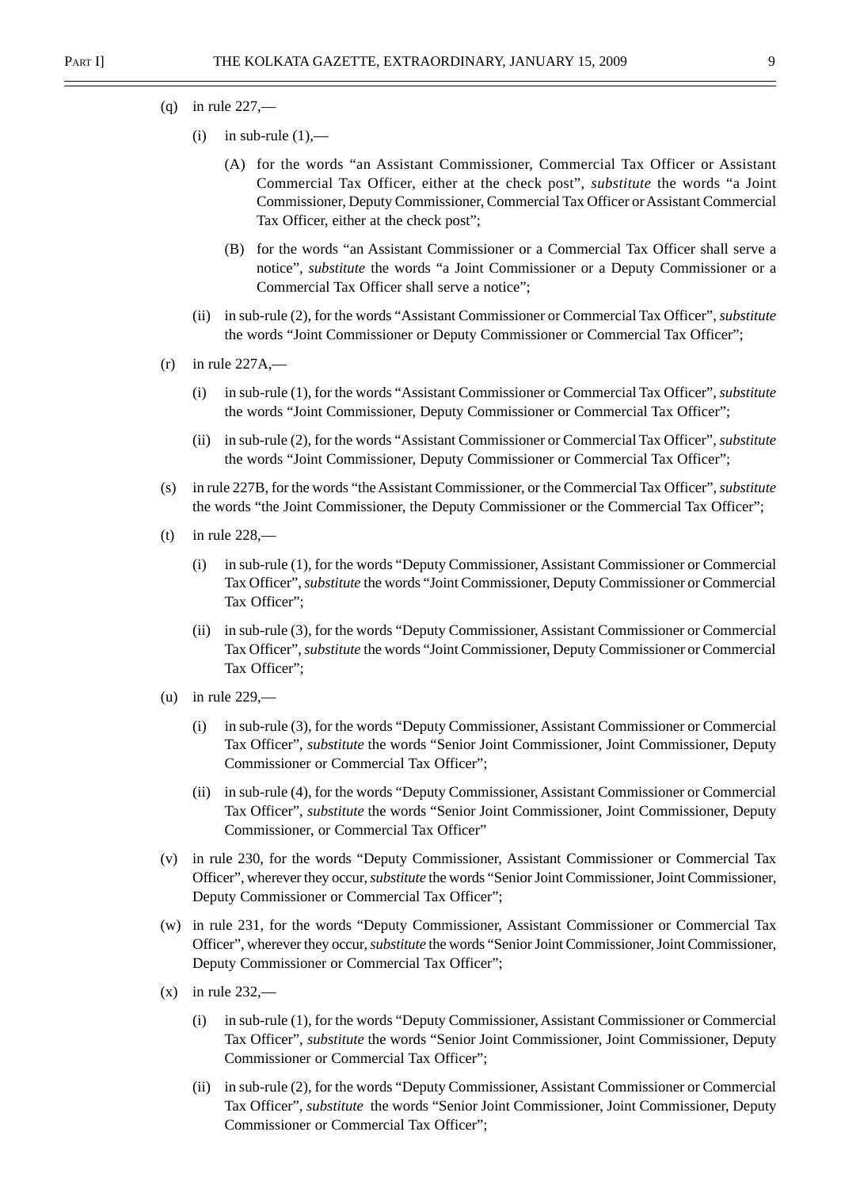(q) in rule 227,—

(i) in sub-rule (1),—

(A) for the words "an Assistant Commissioner, Commercial Tax Officer or Assistant Commercial Tax Officer, either at the check post", *substitute* the words "a Joint Commissioner, Deputy Commissioner, Commercial Tax Officer or Assistant Commercial Tax Officer, either at the check post";

(B) for the words "an Assistant Commissioner or a Commercial Tax Officer shall serve a notice", *substitute* the words "a Joint Commissioner or a Deputy Commissioner or a Commercial Tax Officer shall serve a notice";

(ii) in sub-rule (2), for the words "Assistant Commissioner or Commercial Tax Officer", *substitute* the words "Joint Commissioner or Deputy Commissioner or Commercial Tax Officer";

(r) in rule 227A,—

(i) in sub-rule (1), for the words "Assistant Commissioner or Commercial Tax Officer", *substitute* the words "Joint Commissioner, Deputy Commissioner or Commercial Tax Officer";

(ii) in sub-rule (2), for the words "Assistant Commissioner or Commercial Tax Officer", *substitute* the words "Joint Commissioner, Deputy Commissioner or Commercial Tax Officer";

(s) in rule 227B, for the words "the Assistant Commissioner, or the Commercial Tax Officer", *substitute* the words "the Joint Commissioner, the Deputy Commissioner or the Commercial Tax Officer";

(t) in rule 228,—

(i) in sub-rule (1), for the words "Deputy Commissioner, Assistant Commissioner or Commercial Tax Officer", *substitute* the words "Joint Commissioner, Deputy Commissioner or Commercial Tax Officer";

(ii) in sub-rule (3), for the words "Deputy Commissioner, Assistant Commissioner or Commercial Tax Officer", *substitute* the words "Joint Commissioner, Deputy Commissioner or Commercial Tax Officer";

(u) in rule 229,—

(i) in sub-rule (3), for the words "Deputy Commissioner, Assistant Commissioner or Commercial Tax Officer", *substitute* the words "Senior Joint Commissioner, Joint Commissioner, Deputy Commissioner or Commercial Tax Officer";

(ii) in sub-rule (4), for the words "Deputy Commissioner, Assistant Commissioner or Commercial Tax Officer", *substitute* the words "Senior Joint Commissioner, Joint Commissioner, Deputy Commissioner, or Commercial Tax Officer"

(v) in rule 230, for the words "Deputy Commissioner, Assistant Commissioner or Commercial Tax Officer", wherever they occur, *substitute* the words "Senior Joint Commissioner, Joint Commissioner, Deputy Commissioner or Commercial Tax Officer";

(w) in rule 231, for the words "Deputy Commissioner, Assistant Commissioner or Commercial Tax Officer", wherever they occur, *substitute* the words "Senior Joint Commissioner, Joint Commissioner, Deputy Commissioner or Commercial Tax Officer";

(x) in rule 232,—

(i) in sub-rule (1), for the words "Deputy Commissioner, Assistant Commissioner or Commercial Tax Officer", *substitute* the words "Senior Joint Commissioner, Joint Commissioner, Deputy Commissioner or Commercial Tax Officer";

(ii) in sub-rule (2), for the words "Deputy Commissioner, Assistant Commissioner or Commercial Tax Officer", *substitute* the words "Senior Joint Commissioner, Joint Commissioner, Deputy Commissioner or Commercial Tax Officer";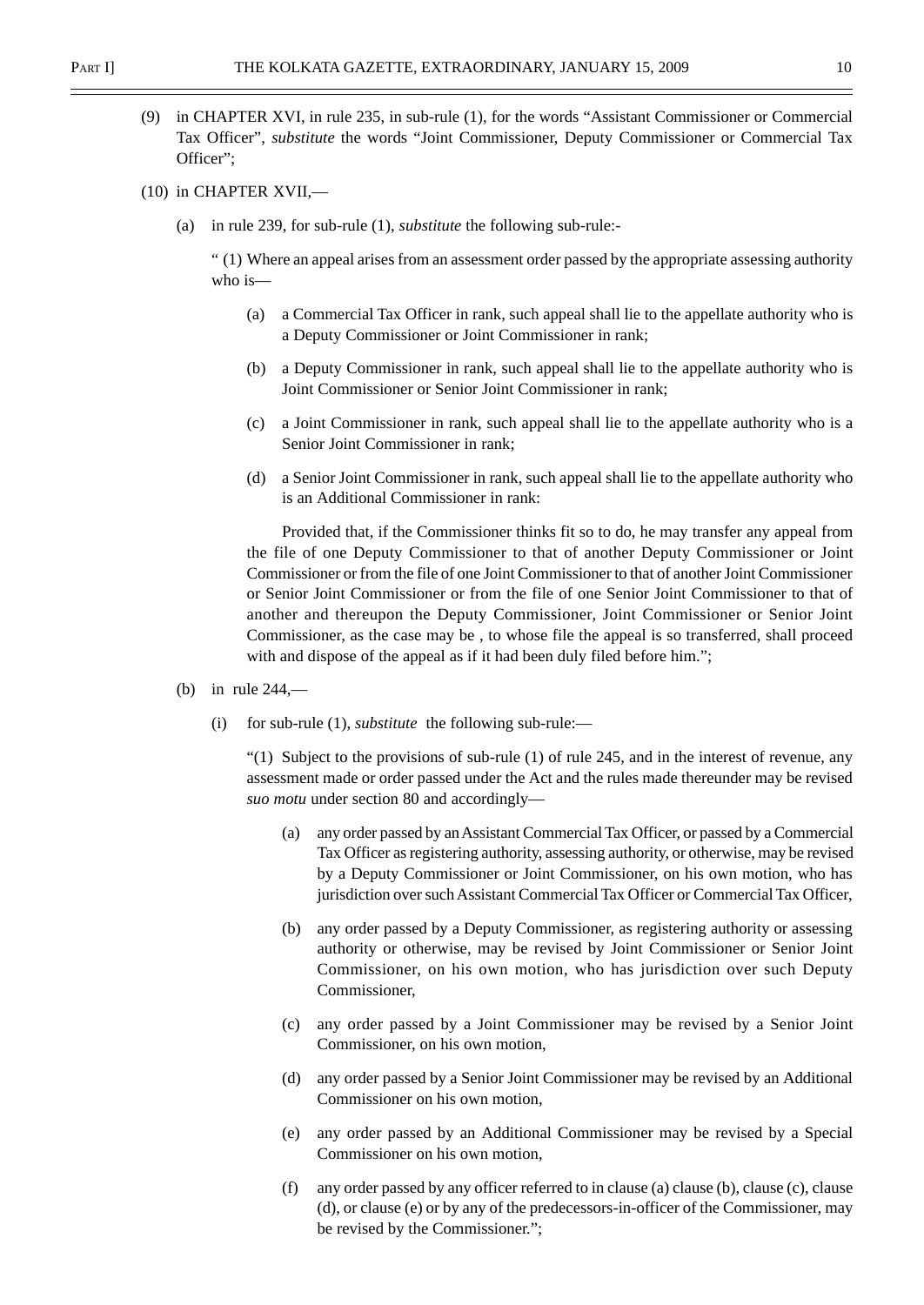(9) in CHAPTER XVI, in rule 235, in sub-rule (1), for the words "Assistant Commissioner or Commercial Tax Officer", *substitute* the words "Joint Commissioner, Deputy Commissioner or Commercial Tax Officer";

(10) in CHAPTER XVII,—

(a) in rule 239, for sub-rule (1), *substitute* the following sub-rule:-

" (1) Where an appeal arises from an assessment order passed by the appropriate assessing authority who is—

(a) a Commercial Tax Officer in rank, such appeal shall lie to the appellate authority who is a Deputy Commissioner or Joint Commissioner in rank;

(b) a Deputy Commissioner in rank, such appeal shall lie to the appellate authority who is Joint Commissioner or Senior Joint Commissioner in rank;

(c) a Joint Commissioner in rank, such appeal shall lie to the appellate authority who is a Senior Joint Commissioner in rank;

(d) a Senior Joint Commissioner in rank, such appeal shall lie to the appellate authority who is an Additional Commissioner in rank:

Provided that, if the Commissioner thinks fit so to do, he may transfer any appeal from the file of one Deputy Commissioner to that of another Deputy Commissioner or Joint Commissioner or from the file of one Joint Commissioner to that of another Joint Commissioner or Senior Joint Commissioner or from the file of one Senior Joint Commissioner to that of another and thereupon the Deputy Commissioner, Joint Commissioner or Senior Joint Commissioner, as the case may be , to whose file the appeal is so transferred, shall proceed with and dispose of the appeal as if it had been duly filed before him.";

(b) in rule 244,—

(i) for sub-rule (1), *substitute* the following sub-rule:—

"(1) Subject to the provisions of sub-rule (1) of rule 245, and in the interest of revenue, any assessment made or order passed under the Act and the rules made thereunder may be revised *suo motu* under section 80 and accordingly—

(a) any order passed by an Assistant Commercial Tax Officer, or passed by a Commercial Tax Officer as registering authority, assessing authority, or otherwise, may be revised by a Deputy Commissioner or Joint Commissioner, on his own motion, who has jurisdiction over such Assistant Commercial Tax Officer or Commercial Tax Officer,

(b) any order passed by a Deputy Commissioner, as registering authority or assessing authority or otherwise, may be revised by Joint Commissioner or Senior Joint Commissioner, on his own motion, who has jurisdiction over such Deputy Commissioner,

(c) any order passed by a Joint Commissioner may be revised by a Senior Joint Commissioner, on his own motion,

(d) any order passed by a Senior Joint Commissioner may be revised by an Additional Commissioner on his own motion,

(e) any order passed by an Additional Commissioner may be revised by a Special Commissioner on his own motion,

(f) any order passed by any officer referred to in clause (a) clause (b), clause (c), clause (d), or clause (e) or by any of the predecessors-in-officer of the Commissioner, may be revised by the Commissioner.";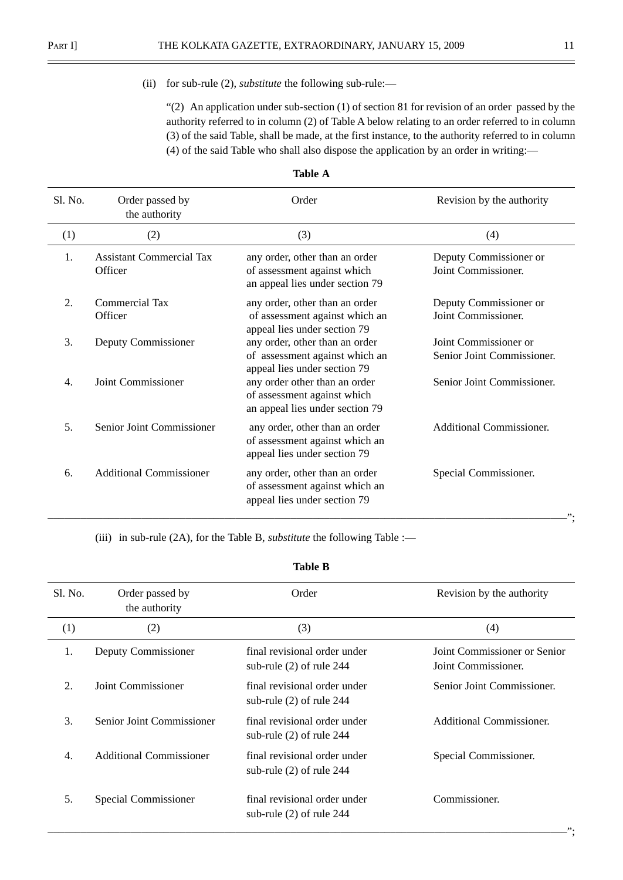(ii) for sub-rule (2), *substitute* the following sub-rule:—

"(2) An application under sub-section (1) of section 81 for revision of an order passed by the authority referred to in column (2) of Table A below relating to an order referred to in column (3) of the said Table, shall be made, at the first instance, to the authority referred to in column (4) of the said Table who shall also dispose the application by an order in writing:—

**Table A**

| Sl. No. | Order passed by the authority | Order | Revision by the authority |
|---|---|---|---|
| (1) | (2) | (3) | (4) |
| 1. | Assistant Commercial Tax Officer | any order, other than an order of assessment against which an appeal lies under section 79 | Deputy Commissioner or Joint Commissioner. |
| 2. | Commercial Tax Officer | any order, other than an order of assessment against which an appeal lies under section 79 | Deputy Commissioner or Joint Commissioner. |
| 3. | Deputy Commissioner | any order, other than an order of assessment against which an appeal lies under section 79 | Joint Commissioner or Senior Joint Commissioner. |
| 4. | Joint Commissioner | any order other than an order of assessment against which an appeal lies under section 79 | Senior Joint Commissioner. |
| 5. | Senior Joint Commissioner | any order, other than an order of assessment against which an appeal lies under section 79 | Additional Commissioner. |
| 6. | Additional Commissioner | any order, other than an order of assessment against which an appeal lies under section 79 | Special Commissioner. |

";

(iii) in sub-rule (2A), for the Table B, *substitute* the following Table :—

**Table B**

| Sl. No. | Order passed by the authority | Order | Revision by the authority |
|---|---|---|---|
| (1) | (2) | (3) | (4) |
| 1. | Deputy Commissioner | final revisional order under sub-rule (2) of rule 244 | Joint Commissioner or Senior Joint Commissioner. |
| 2. | Joint Commissioner | final revisional order under sub-rule (2) of rule 244 | Senior Joint Commissioner. |
| 3. | Senior Joint Commissioner | final revisional order under sub-rule (2) of rule 244 | Additional Commissioner. |
| 4. | Additional Commissioner | final revisional order under sub-rule (2) of rule 244 | Special Commissioner. |
| 5. | Special Commissioner | final revisional order under sub-rule (2) of rule 244 | Commissioner. |

";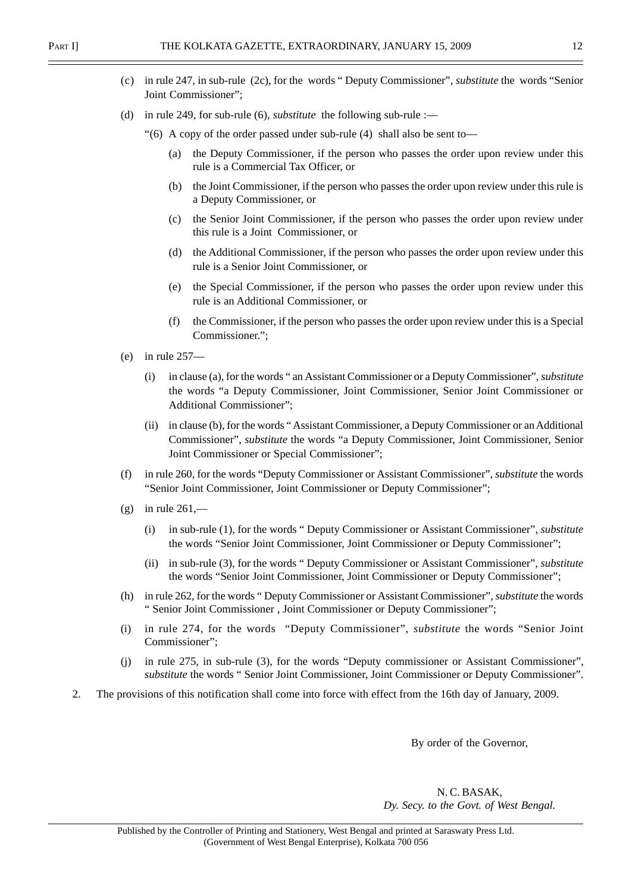(c) in rule 247, in sub-rule (2c), for the words " Deputy Commissioner", *substitute* the words "Senior Joint Commissioner";

(d) in rule 249, for sub-rule (6), *substitute* the following sub-rule :—

"(6) A copy of the order passed under sub-rule (4) shall also be sent to—

(a) the Deputy Commissioner, if the person who passes the order upon review under this rule is a Commercial Tax Officer, or

(b) the Joint Commissioner, if the person who passes the order upon review under this rule is a Deputy Commissioner, or

(c) the Senior Joint Commissioner, if the person who passes the order upon review under this rule is a Joint Commissioner, or

(d) the Additional Commissioner, if the person who passes the order upon review under this rule is a Senior Joint Commissioner, or

(e) the Special Commissioner, if the person who passes the order upon review under this rule is an Additional Commissioner, or

(f) the Commissioner, if the person who passes the order upon review under this is a Special Commissioner.";

(e) in rule 257—

(i) in clause (a), for the words " an Assistant Commissioner or a Deputy Commissioner", *substitute* the words "a Deputy Commissioner, Joint Commissioner, Senior Joint Commissioner or Additional Commissioner";

(ii) in clause (b), for the words " Assistant Commissioner, a Deputy Commissioner or an Additional Commissioner", *substitute* the words "a Deputy Commissioner, Joint Commissioner, Senior Joint Commissioner or Special Commissioner";

(f) in rule 260, for the words "Deputy Commissioner or Assistant Commissioner", *substitute* the words "Senior Joint Commissioner, Joint Commissioner or Deputy Commissioner";

(g) in rule 261,—

(i) in sub-rule (1), for the words " Deputy Commissioner or Assistant Commissioner", *substitute* the words "Senior Joint Commissioner, Joint Commissioner or Deputy Commissioner";

(ii) in sub-rule (3), for the words " Deputy Commissioner or Assistant Commissioner", *substitute* the words "Senior Joint Commissioner, Joint Commissioner or Deputy Commissioner";

(h) in rule 262, for the words " Deputy Commissioner or Assistant Commissioner", *substitute* the words " Senior Joint Commissioner , Joint Commissioner or Deputy Commissioner";

(i) in rule 274, for the words "Deputy Commissioner", *substitute* the words "Senior Joint Commissioner";

(j) in rule 275, in sub-rule (3), for the words "Deputy commissioner or Assistant Commissioner", *substitute* the words " Senior Joint Commissioner, Joint Commissioner or Deputy Commissioner".

2. The provisions of this notification shall come into force with effect from the 16th day of January, 2009.

By order of the Governor,

N. C. BASAK,
*Dy. Secy. to the Govt. of West Bengal.*

Published by the Controller of Printing and Stationery, West Bengal and printed at Saraswaty Press Ltd.
(Government of West Bengal Enterprise), Kolkata 700 056